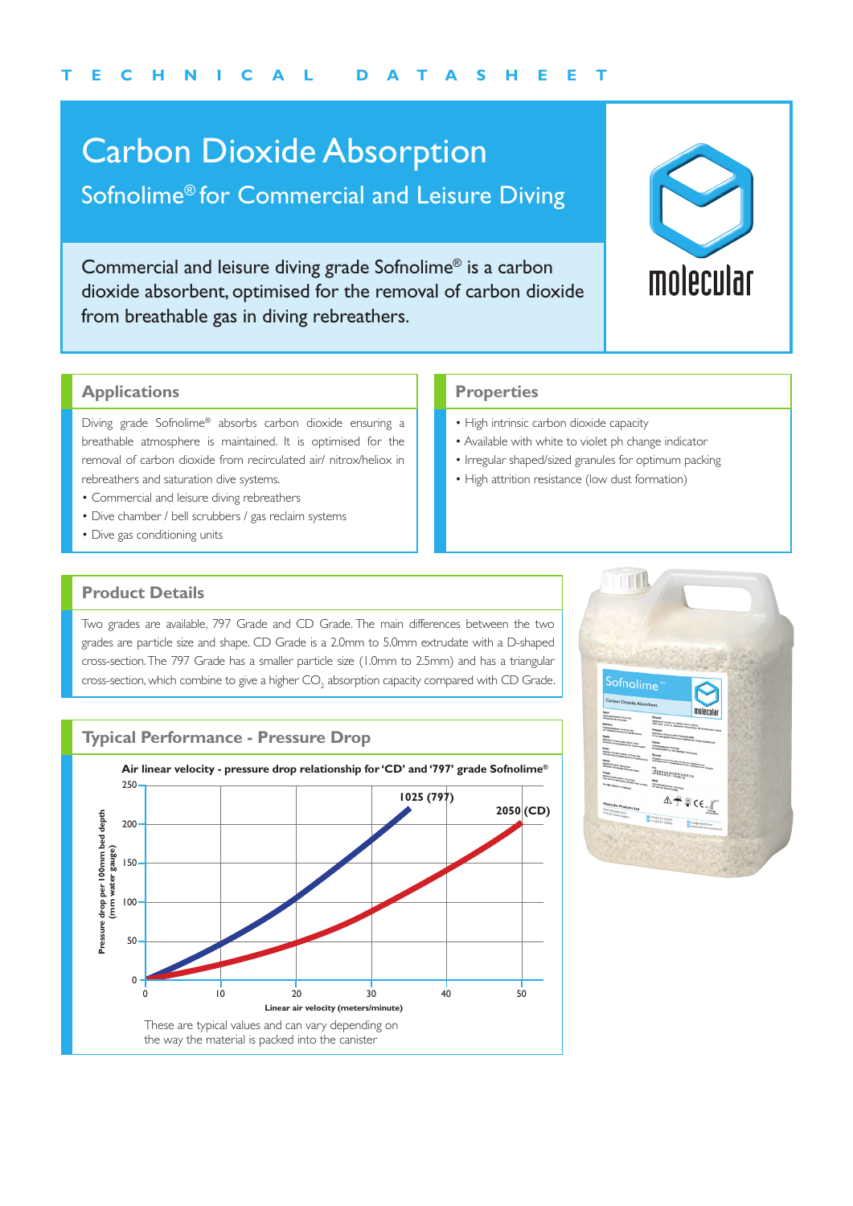TECHNICAL DATASHEET

# Carbon Dioxide Absorption

## Sofnolime® for Commercial and Leisure Diving

Commercial and leisure diving grade Sofnolime® is a carbon dioxide absorbent, optimised for the removal of carbon dioxide from breathable gas in diving rebreathers.

molecular

### Applications

Diving grade Sofnolime® absorbs carbon dioxide ensuring a breathable atmosphere is maintained. It is optimised for the removal of carbon dioxide from recirculated air/ nitrox/heliox in rebreathers and saturation dive systems.

- Commercial and leisure diving rebreathers
- Dive chamber / bell scrubbers / gas reclaim systems
- Dive gas conditioning units

### Properties

- High intrinsic carbon dioxide capacity
- Available with white to violet ph change indicator
- Irregular shaped/sized granules for optimum packing
- High attrition resistance (low dust formation)

### Product Details

Two grades are available, 797 Grade and CD Grade. The main differences between the two grades are particle size and shape. CD Grade is a 2.0mm to 5.0mm extrudate with a D-shaped cross-section. The 797 Grade has a smaller particle size (1.0mm to 2.5mm) and has a triangular cross-section, which combine to give a higher $CO_2$ absorption capacity compared with CD Grade.

### Typical Performance - Pressure Drop

**Air linear velocity - pressure drop relationship for 'CD' and '797' grade Sofnolime®**

Y-axis: Pressure drop per 100mm bed depth (mm water gauge), 0–250
X-axis: Linear air velocity (meters/minute), 0–50

Curves: 1025 (797), 2050 (CD)

These are typical values and can vary depending on the way the material is packed into the canister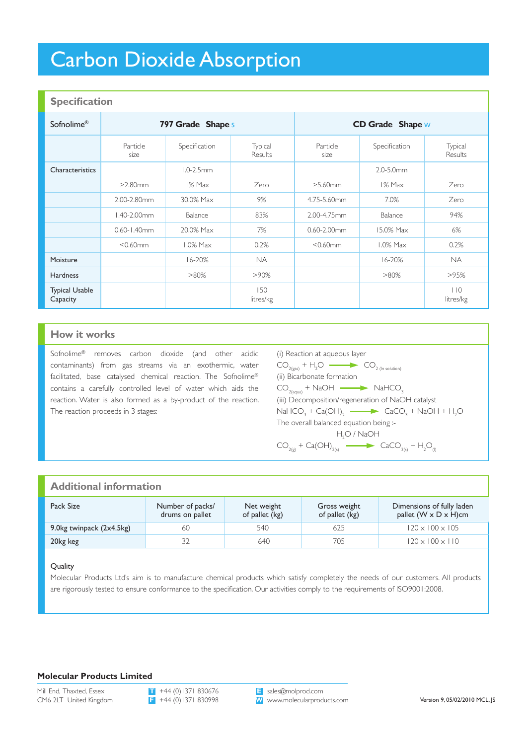# Carbon Dioxide Absorption

## Specification

| Sofnolime® | 797 Grade Shape S | | | CD Grade Shape W | | |
|---|---|---|---|---|---|---|
| | Particle size | Specification | Typical Results | Particle size | Specification | Typical Results |
| Characteristics | | 1.0-2.5mm | | | 2.0-5.0mm | |
| | >2.80mm | 1% Max | Zero | >5.60mm | 1% Max | Zero |
| | 2.00-2.80mm | 30.0% Max | 9% | 4.75-5.60mm | 7.0% | Zero |
| | 1.40-2.00mm | Balance | 83% | 2.00-4.75mm | Balance | 94% |
| | 0.60-1.40mm | 20.0% Max | 7% | 0.60-2.00mm | 15.0% Max | 6% |
| | <0.60mm | 1.0% Max | 0.2% | <0.60mm | 1.0% Max | 0.2% |
| Moisture | | 16-20% | NA | | 16-20% | NA |
| Hardness | | >80% | >90% | | >80% | >95% |
| Typical Usable Capacity | | | 150 litres/kg | | | 110 litres/kg |

## How it works

Sofnolime® removes carbon dioxide (and other acidic contaminants) from gas streams via an exothermic, water facilitated, base catalysed chemical reaction. The Sofnolime® contains a carefully controlled level of water which aids the reaction. Water is also formed as a by-product of the reaction. The reaction proceeds in 3 stages:-

(i) Reaction at aqueous layer

$$CO_{2(gas)} + H_2O \longrightarrow CO_{2\,(\text{in solution})}$$

(ii) Bicarbonate formation

$$CO_{2(aqua)} + NaOH \longrightarrow NaHCO_3$$

(iii) Decomposition/regeneration of NaOH catalyst

$$NaHCO_3 + Ca(OH)_2 \longrightarrow CaCO_3 + NaOH + H_2O$$

The overall balanced equation being :-

$$CO_{2(g)} + Ca(OH)_{2(s)} \xrightarrow{H_2O\,/\,NaOH} CaCO_{3(s)} + H_2O_{(l)}$$

## Additional information

| Pack Size | Number of packs/ drums on pallet | Net weight of pallet (kg) | Gross weight of pallet (kg) | Dimensions of fully laden pallet (W x D x H)cm |
|---|---|---|---|---|
| 9.0kg twinpack (2x4.5kg) | 60 | 540 | 625 | 120 x 100 x 105 |
| 20kg keg | 32 | 640 | 705 | 120 x 100 x 110 |

Quality

Molecular Products Ltd's aim is to manufacture chemical products which satisfy completely the needs of our customers. All products are rigorously tested to ensure conformance to the specification. Our activities comply to the requirements of ISO9001:2008.

**Molecular Products Limited**

Mill End, Thaxted, Essex
CM6 2LT United Kingdom

T +44 (0)1371 830676
F +44 (0)1371 830998

E sales@molprod.com
W www.molecularproducts.com

Version 9, 05/02/2010 MCL.JS